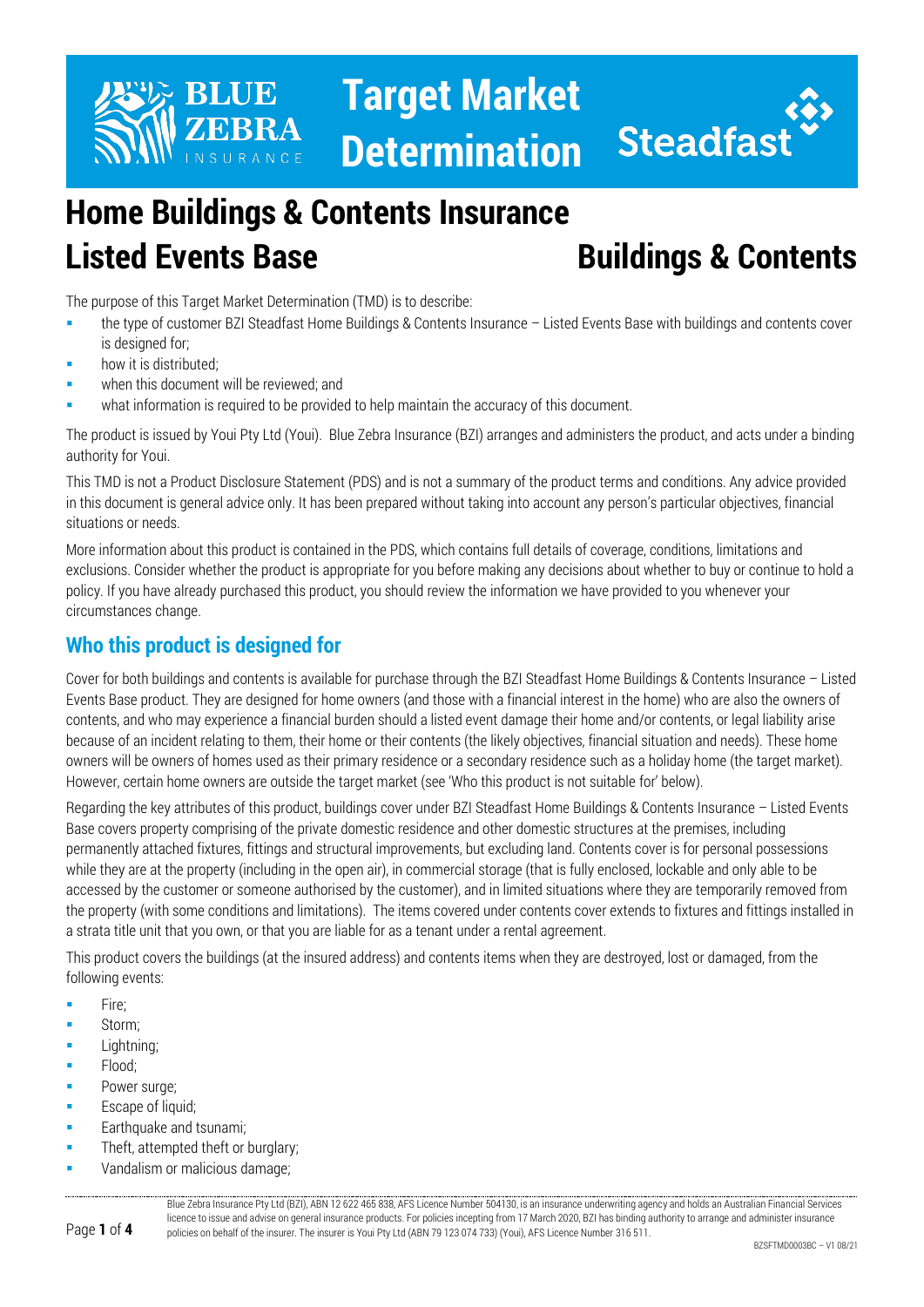# Target Market Determination

# Home Buildings & Contents Insurance Listed Events Base

## Buildings & Contents

The purpose of this Target Market Determination (TMD) is to describe:

- the type of customer BZI Steadfast Home Buildings & Contents Insurance – Listed Events Base with buildings and contents cover is designed for;
- how it is distributed;
- when this document will be reviewed; and
- what information is required to be provided to help maintain the accuracy of this document.

The product is issued by Youi Pty Ltd (Youi). Blue Zebra Insurance (BZI) arranges and administers the product, and acts under a binding authority for Youi.

This TMD is not a Product Disclosure Statement (PDS) and is not a summary of the product terms and conditions. Any advice provided in this document is general advice only. It has been prepared without taking into account any person's particular objectives, financial situations or needs.

More information about this product is contained in the PDS, which contains full details of coverage, conditions, limitations and exclusions. Consider whether the product is appropriate for you before making any decisions about whether to buy or continue to hold a policy. If you have already purchased this product, you should review the information we have provided to you whenever your circumstances change.

## Who this product is designed for

Cover for both buildings and contents is available for purchase through the BZI Steadfast Home Buildings & Contents Insurance – Listed Events Base product. They are designed for home owners (and those with a financial interest in the home) who are also the owners of contents, and who may experience a financial burden should a listed event damage their home and/or contents, or legal liability arise because of an incident relating to them, their home or their contents (the likely objectives, financial situation and needs). These home owners will be owners of homes used as their primary residence or a secondary residence such as a holiday home (the target market). However, certain home owners are outside the target market (see 'Who this product is not suitable for' below).

Regarding the key attributes of this product, buildings cover under BZI Steadfast Home Buildings & Contents Insurance – Listed Events Base covers property comprising of the private domestic residence and other domestic structures at the premises, including permanently attached fixtures, fittings and structural improvements, but excluding land. Contents cover is for personal possessions while they are at the property (including in the open air), in commercial storage (that is fully enclosed, lockable and only able to be accessed by the customer or someone authorised by the customer), and in limited situations where they are temporarily removed from the property (with some conditions and limitations). The items covered under contents cover extends to fixtures and fittings installed in a strata title unit that you own, or that you are liable for as a tenant under a rental agreement.

This product covers the buildings (at the insured address) and contents items when they are destroyed, lost or damaged, from the following events:

- Fire;
- Storm;
- Lightning;
- Flood;
- Power surge;
- Escape of liquid;
- Earthquake and tsunami;
- Theft, attempted theft or burglary;
- Vandalism or malicious damage;

Blue Zebra Insurance Pty Ltd (BZI), ABN 12 622 465 838, AFS Licence Number 504130, is an insurance underwriting agency and holds an Australian Financial Services licence to issue and advise on general insurance products. For policies incepting from 17 March 2020, BZI has binding authority to arrange and administer insurance policies on behalf of the insurer. The insurer is Youi Pty Ltd (ABN 79 123 074 733) (Youi), AFS Licence Number 316 511.

BZSFTMD0003BC – V1 08/21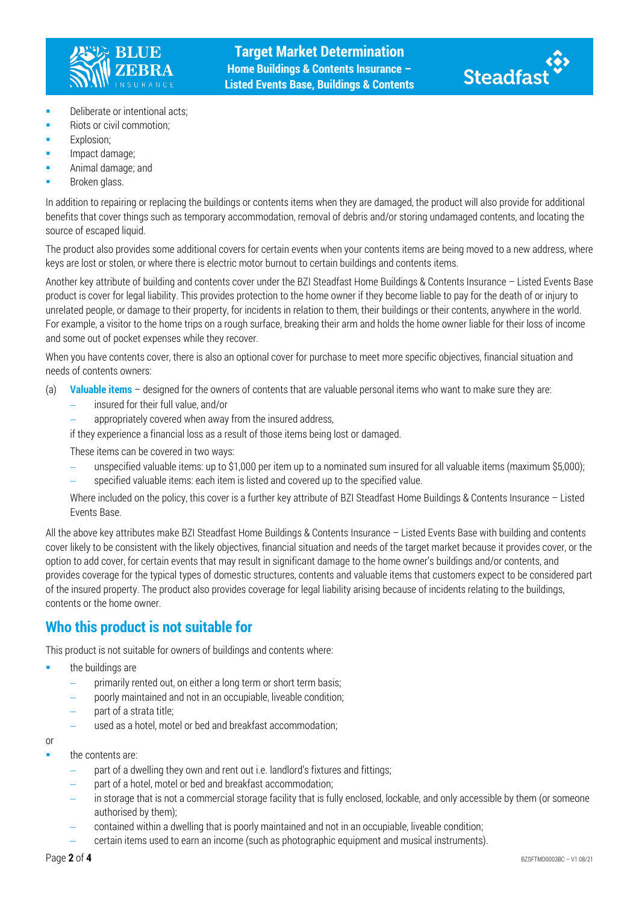- Deliberate or intentional acts;
- Riots or civil commotion;
- Explosion;
- Impact damage;
- Animal damage; and
- Broken glass.

In addition to repairing or replacing the buildings or contents items when they are damaged, the product will also provide for additional benefits that cover things such as temporary accommodation, removal of debris and/or storing undamaged contents, and locating the source of escaped liquid.

The product also provides some additional covers for certain events when your contents items are being moved to a new address, where keys are lost or stolen, or where there is electric motor burnout to certain buildings and contents items.

Another key attribute of building and contents cover under the BZI Steadfast Home Buildings & Contents Insurance – Listed Events Base product is cover for legal liability. This provides protection to the home owner if they become liable to pay for the death of or injury to unrelated people, or damage to their property, for incidents in relation to them, their buildings or their contents, anywhere in the world. For example, a visitor to the home trips on a rough surface, breaking their arm and holds the home owner liable for their loss of income and some out of pocket expenses while they recover.

When you have contents cover, there is also an optional cover for purchase to meet more specific objectives, financial situation and needs of contents owners:

(a) **Valuable items** – designed for the owners of contents that are valuable personal items who want to make sure they are:
   - insured for their full value, and/or
   - appropriately covered when away from the insured address,

   if they experience a financial loss as a result of those items being lost or damaged.

   These items can be covered in two ways:
   - unspecified valuable items: up to $1,000 per item up to a nominated sum insured for all valuable items (maximum $5,000);
   - specified valuable items: each item is listed and covered up to the specified value.

   Where included on the policy, this cover is a further key attribute of BZI Steadfast Home Buildings & Contents Insurance – Listed Events Base.

All the above key attributes make BZI Steadfast Home Buildings & Contents Insurance – Listed Events Base with building and contents cover likely to be consistent with the likely objectives, financial situation and needs of the target market because it provides cover, or the option to add cover, for certain events that may result in significant damage to the home owner's buildings and/or contents, and provides coverage for the typical types of domestic structures, contents and valuable items that customers expect to be considered part of the insured property. The product also provides coverage for legal liability arising because of incidents relating to the buildings, contents or the home owner.

## Who this product is not suitable for

This product is not suitable for owners of buildings and contents where:

- the buildings are
  - primarily rented out, on either a long term or short term basis;
  - poorly maintained and not in an occupiable, liveable condition;
  - part of a strata title;
  - used as a hotel, motel or bed and breakfast accommodation;

or

- the contents are:
  - part of a dwelling they own and rent out i.e. landlord's fixtures and fittings;
  - part of a hotel, motel or bed and breakfast accommodation;
  - in storage that is not a commercial storage facility that is fully enclosed, lockable, and only accessible by them (or someone authorised by them);
  - contained within a dwelling that is poorly maintained and not in an occupiable, liveable condition;
  - certain items used to earn an income (such as photographic equipment and musical instruments).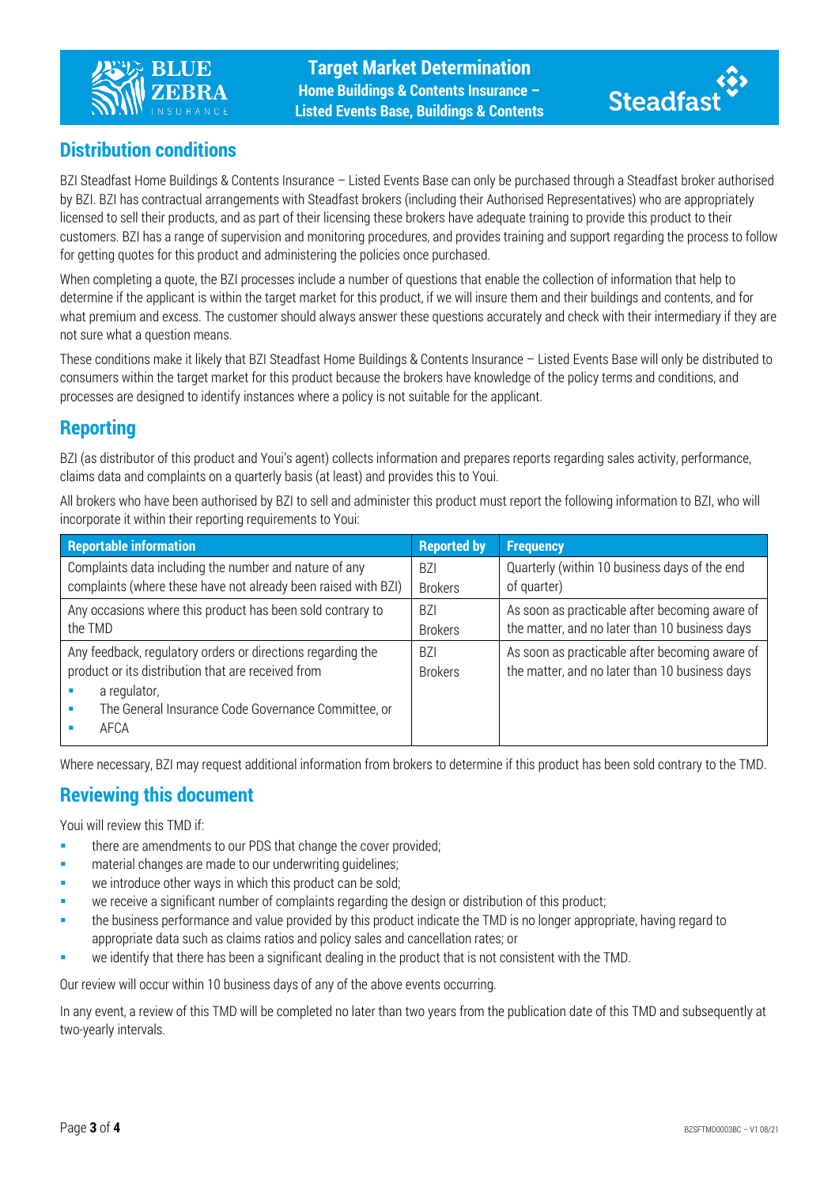## Distribution conditions

BZI Steadfast Home Buildings & Contents Insurance – Listed Events Base can only be purchased through a Steadfast broker authorised by BZI. BZI has contractual arrangements with Steadfast brokers (including their Authorised Representatives) who are appropriately licensed to sell their products, and as part of their licensing these brokers have adequate training to provide this product to their customers. BZI has a range of supervision and monitoring procedures, and provides training and support regarding the process to follow for getting quotes for this product and administering the policies once purchased.

When completing a quote, the BZI processes include a number of questions that enable the collection of information that help to determine if the applicant is within the target market for this product, if we will insure them and their buildings and contents, and for what premium and excess. The customer should always answer these questions accurately and check with their intermediary if they are not sure what a question means.

These conditions make it likely that BZI Steadfast Home Buildings & Contents Insurance – Listed Events Base will only be distributed to consumers within the target market for this product because the brokers have knowledge of the policy terms and conditions, and processes are designed to identify instances where a policy is not suitable for the applicant.

## Reporting

BZI (as distributor of this product and Youi's agent) collects information and prepares reports regarding sales activity, performance, claims data and complaints on a quarterly basis (at least) and provides this to Youi.

All brokers who have been authorised by BZI to sell and administer this product must report the following information to BZI, who will incorporate it within their reporting requirements to Youi:

| Reportable information | Reported by | Frequency |
|---|---|---|
| Complaints data including the number and nature of any complaints (where these have not already been raised with BZI) | BZI Brokers | Quarterly (within 10 business days of the end of quarter) |
| Any occasions where this product has been sold contrary to the TMD | BZI Brokers | As soon as practicable after becoming aware of the matter, and no later than 10 business days |
| Any feedback, regulatory orders or directions regarding the product or its distribution that are received from<br>▪ a regulator,<br>▪ The General Insurance Code Governance Committee, or<br>▪ AFCA | BZI Brokers | As soon as practicable after becoming aware of the matter, and no later than 10 business days |

Where necessary, BZI may request additional information from brokers to determine if this product has been sold contrary to the TMD.

## Reviewing this document

Youi will review this TMD if:

- there are amendments to our PDS that change the cover provided;
- material changes are made to our underwriting guidelines;
- we introduce other ways in which this product can be sold;
- we receive a significant number of complaints regarding the design or distribution of this product;
- the business performance and value provided by this product indicate the TMD is no longer appropriate, having regard to appropriate data such as claims ratios and policy sales and cancellation rates; or
- we identify that there has been a significant dealing in the product that is not consistent with the TMD.

Our review will occur within 10 business days of any of the above events occurring.

In any event, a review of this TMD will be completed no later than two years from the publication date of this TMD and subsequently at two-yearly intervals.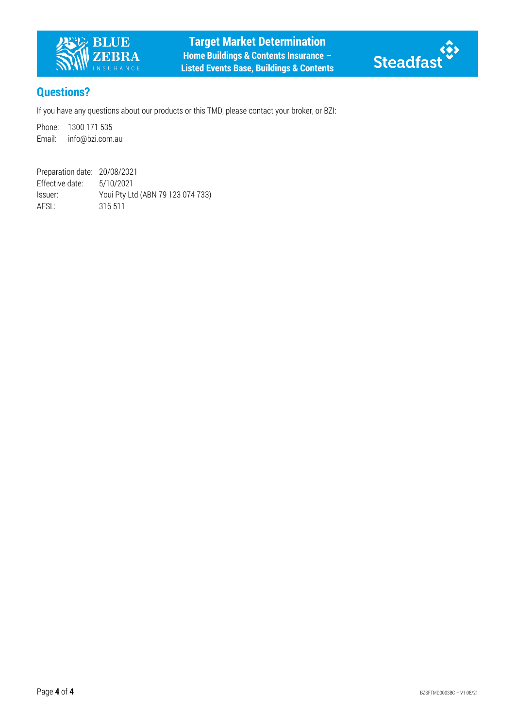## Questions?

If you have any questions about our products or this TMD, please contact your broker, or BZI:

Phone: 1300 171 535
Email: info@bzi.com.au

| | |
|---|---|
| Preparation date: | 20/08/2021 |
| Effective date: | 5/10/2021 |
| Issuer: | Youi Pty Ltd (ABN 79 123 074 733) |
| AFSL: | 316 511 |